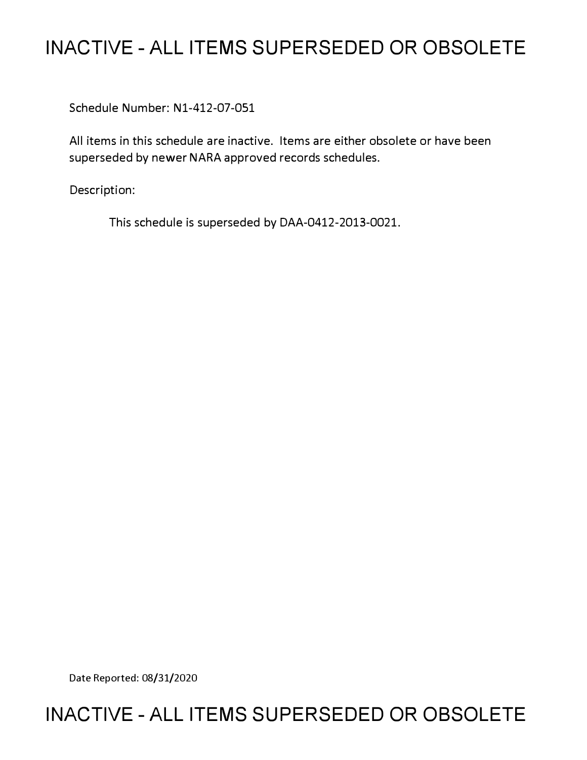# INACTIVE - ALL ITEMS SUPERSEDED OR OBSOLETE

Schedule Number: N1-412-07-051

All items in this schedule are inactive. Items are either obsolete or have been superseded by newer NARA approved records schedules.

Description:

This schedule is superseded by DAA-0412-2013-0021.

Date Reported: 08/31/2020

# INACTIVE - ALL ITEMS SUPERSEDED OR OBSOLETE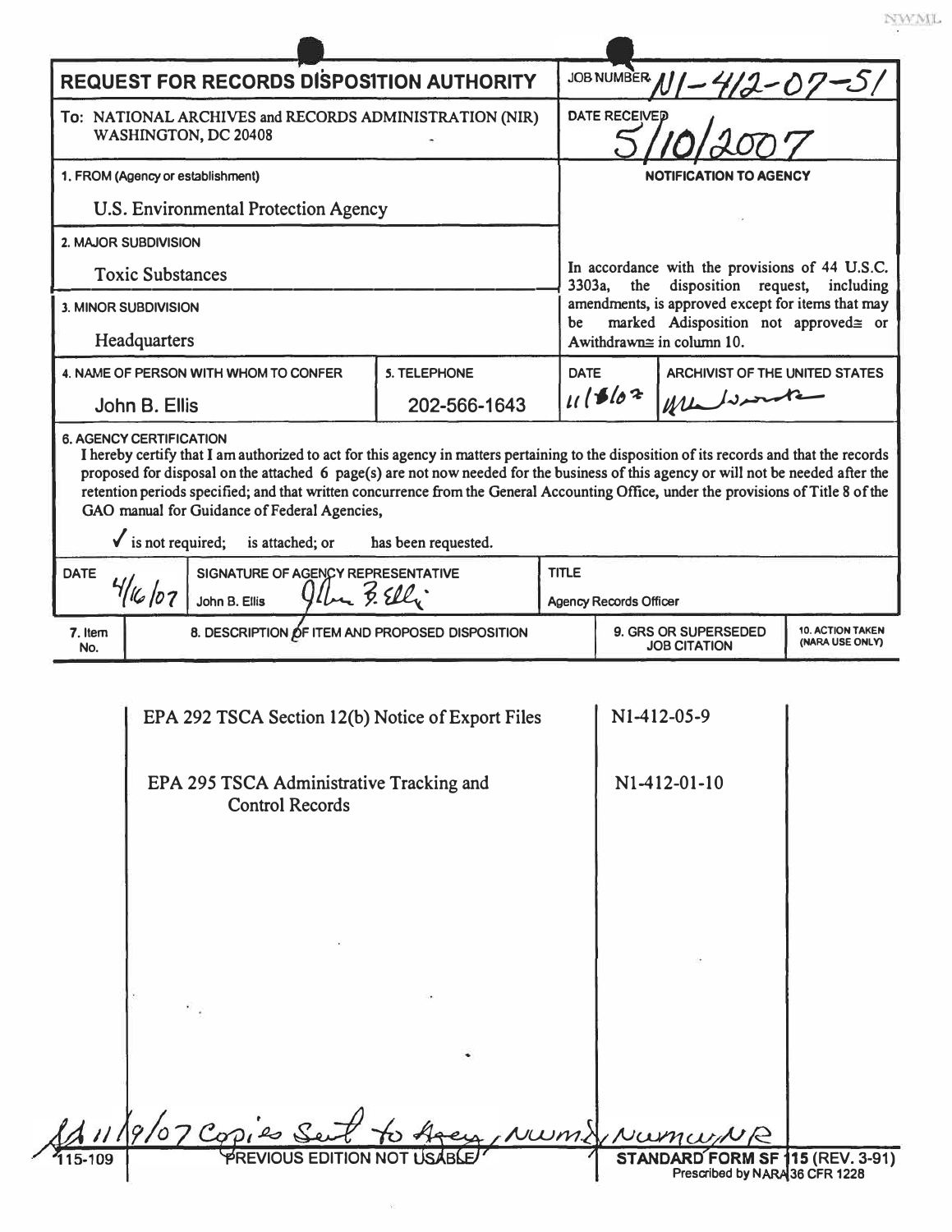# REQUEST FOR RECORDS DISPOSITION AUTHORITY

JOB NUMBER: N1-412-07-51

To: NATIONAL ARCHIVES and RECORDS ADMINISTRATION (NIR) WASHINGTON, DC 20408

DATE RECEIVED: 5/10/2007

**1. FROM (Agency or establishment)**

U.S. Environmental Protection Agency

**2. MAJOR SUBDIVISION**

Toxic Substances

**3. MINOR SUBDIVISION**

Headquarters

**NOTIFICATION TO AGENCY**

In accordance with the provisions of 44 U.S.C. 3303a, the disposition request, including amendments, is approved except for items that may be marked Adisposition not approved≅ or Awithdrawn≅ in column 10.

| 4. NAME OF PERSON WITH WHOM TO CONFER | 5. TELEPHONE | DATE | ARCHIVIST OF THE UNITED STATES |
|---|---|---|---|
| John B. Ellis | 202-566-1643 | 11/8/07 | [signature] |

**6. AGENCY CERTIFICATION**

I hereby certify that I am authorized to act for this agency in matters pertaining to the disposition of its records and that the records proposed for disposal on the attached 6 page(s) are not now needed for the business of this agency or will not be needed after the retention periods specified; and that written concurrence from the General Accounting Office, under the provisions of Title 8 of the GAO manual for Guidance of Federal Agencies,

✓ is not required; is attached; or has been requested.

| DATE | SIGNATURE OF AGENCY REPRESENTATIVE | TITLE |
|---|---|---|
| 4/16/07 | John B. Ellis [signature] | Agency Records Officer |

| 7. Item No. | 8. DESCRIPTION OF ITEM AND PROPOSED DISPOSITION | 9. GRS OR SUPERSEDED JOB CITATION | 10. ACTION TAKEN (NARA USE ONLY) |
|---|---|---|---|
| | EPA 292 TSCA Section 12(b) Notice of Export Files | N1-412-05-9 | |
| | EPA 295 TSCA Administrative Tracking and Control Records | N1-412-01-10 | |

11/9/07 Copies sent to Agency, NWM, NWMW, NR

115-109 PREVIOUS EDITION NOT USABLE STANDARD FORM SF 115 (REV. 3-91) Prescribed by NARA 36 CFR 1228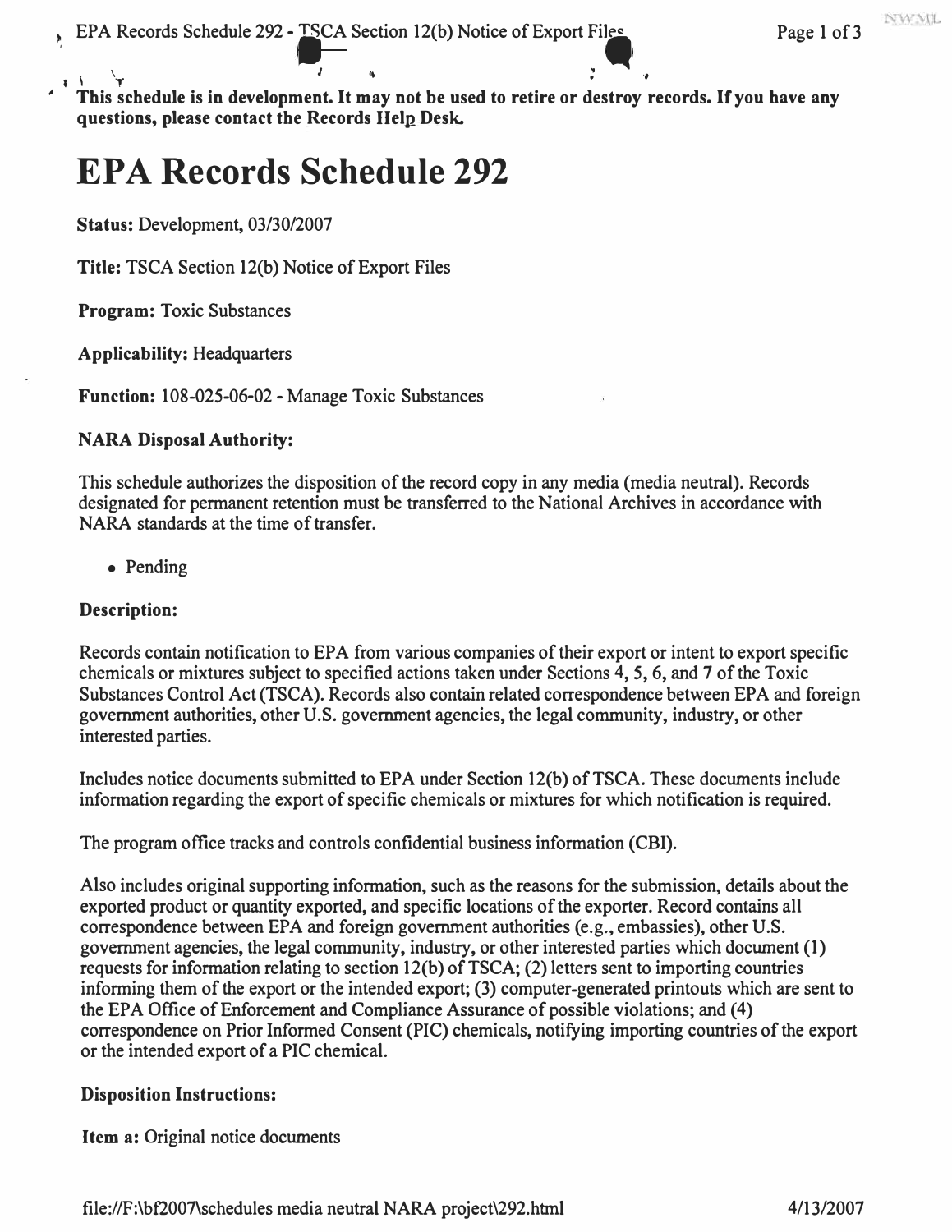**This schedule is in development. It may not be used to retire or destroy records. If you have any questions, please contact the Records Help Desk.**

# EPA Records Schedule 292

**Status:** Development, 03/30/2007

**Title:** TSCA Section 12(b) Notice of Export Files

**Program:** Toxic Substances

**Applicability:** Headquarters

**Function:** 108-025-06-02 - Manage Toxic Substances

### NARA Disposal Authority:

This schedule authorizes the disposition of the record copy in any media (media neutral). Records designated for permanent retention must be transferred to the National Archives in accordance with NARA standards at the time of transfer.

- Pending

### Description:

Records contain notification to EPA from various companies of their export or intent to export specific chemicals or mixtures subject to specified actions taken under Sections 4, 5, 6, and 7 of the Toxic Substances Control Act (TSCA). Records also contain related correspondence between EPA and foreign government authorities, other U.S. government agencies, the legal community, industry, or other interested parties.

Includes notice documents submitted to EPA under Section 12(b) of TSCA. These documents include information regarding the export of specific chemicals or mixtures for which notification is required.

The program office tracks and controls confidential business information (CBI).

Also includes original supporting information, such as the reasons for the submission, details about the exported product or quantity exported, and specific locations of the exporter. Record contains all correspondence between EPA and foreign government authorities (e.g., embassies), other U.S. government agencies, the legal community, industry, or other interested parties which document (1) requests for information relating to section 12(b) of TSCA; (2) letters sent to importing countries informing them of the export or the intended export; (3) computer-generated printouts which are sent to the EPA Office of Enforcement and Compliance Assurance of possible violations; and (4) correspondence on Prior Informed Consent (PIC) chemicals, notifying importing countries of the export or the intended export of a PIC chemical.

### Disposition Instructions:

**Item a:** Original notice documents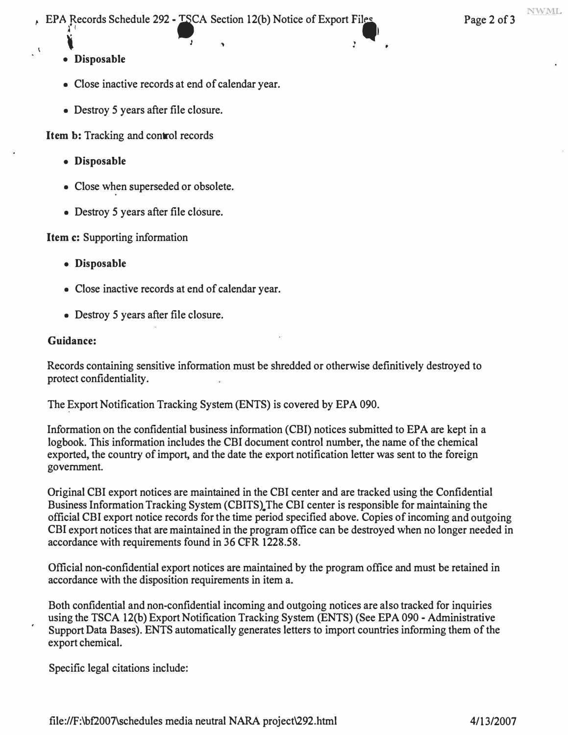- **Disposable**
- Close inactive records at end of calendar year.
- Destroy 5 years after file closure.

**Item b:** Tracking and control records

- **Disposable**
- Close when superseded or obsolete.
- Destroy 5 years after file closure.

**Item c:** Supporting information

- **Disposable**
- Close inactive records at end of calendar year.
- Destroy 5 years after file closure.

**Guidance:**

Records containing sensitive information must be shredded or otherwise definitively destroyed to protect confidentiality.

The Export Notification Tracking System (ENTS) is covered by EPA 090.

Information on the confidential business information (CBI) notices submitted to EPA are kept in a logbook. This information includes the CBI document control number, the name of the chemical exported, the country of import, and the date the export notification letter was sent to the foreign government.

Original CBI export notices are maintained in the CBI center and are tracked using the Confidential Business Information Tracking System (CBITS). The CBI center is responsible for maintaining the official CBI export notice records for the time period specified above. Copies of incoming and outgoing CBI export notices that are maintained in the program office can be destroyed when no longer needed in accordance with requirements found in 36 CFR 1228.58.

Official non-confidential export notices are maintained by the program office and must be retained in accordance with the disposition requirements in item a.

Both confidential and non-confidential incoming and outgoing notices are also tracked for inquiries using the TSCA 12(b) Export Notification Tracking System (ENTS) (See EPA 090 - Administrative Support Data Bases). ENTS automatically generates letters to import countries informing them of the export chemical.

Specific legal citations include: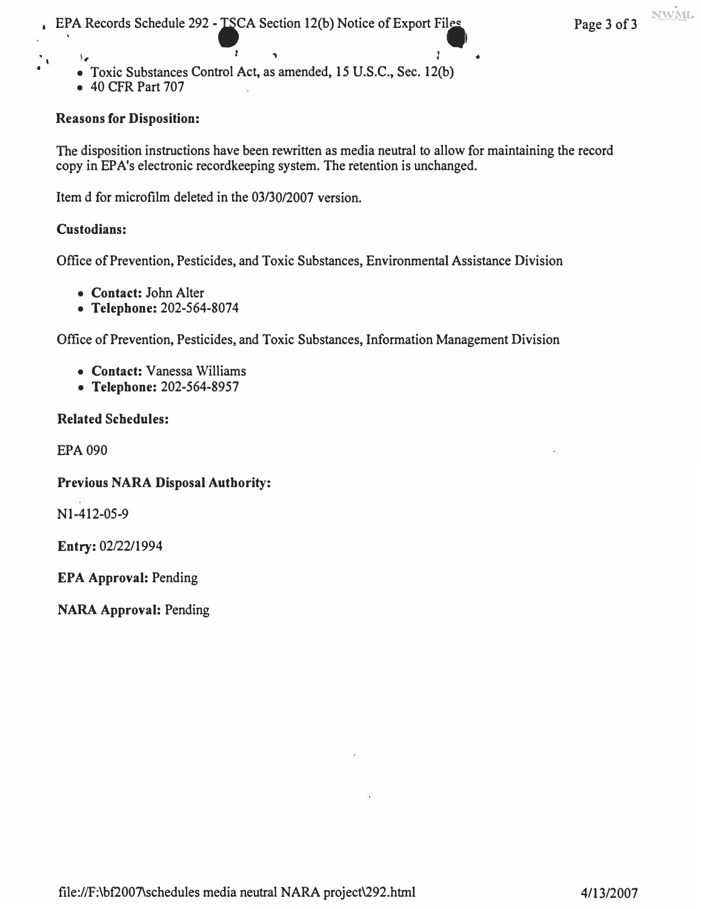- Toxic Substances Control Act, as amended, 15 U.S.C., Sec. 12(b)
- 40 CFR Part 707

**Reasons for Disposition:**

The disposition instructions have been rewritten as media neutral to allow for maintaining the record copy in EPA's electronic recordkeeping system. The retention is unchanged.

Item d for microfilm deleted in the 03/30/2007 version.

**Custodians:**

Office of Prevention, Pesticides, and Toxic Substances, Environmental Assistance Division

- **Contact:** John Alter
- **Telephone:** 202-564-8074

Office of Prevention, Pesticides, and Toxic Substances, Information Management Division

- **Contact:** Vanessa Williams
- **Telephone:** 202-564-8957

**Related Schedules:**

EPA 090

**Previous NARA Disposal Authority:**

N1-412-05-9

**Entry:** 02/22/1994

**EPA Approval:** Pending

**NARA Approval:** Pending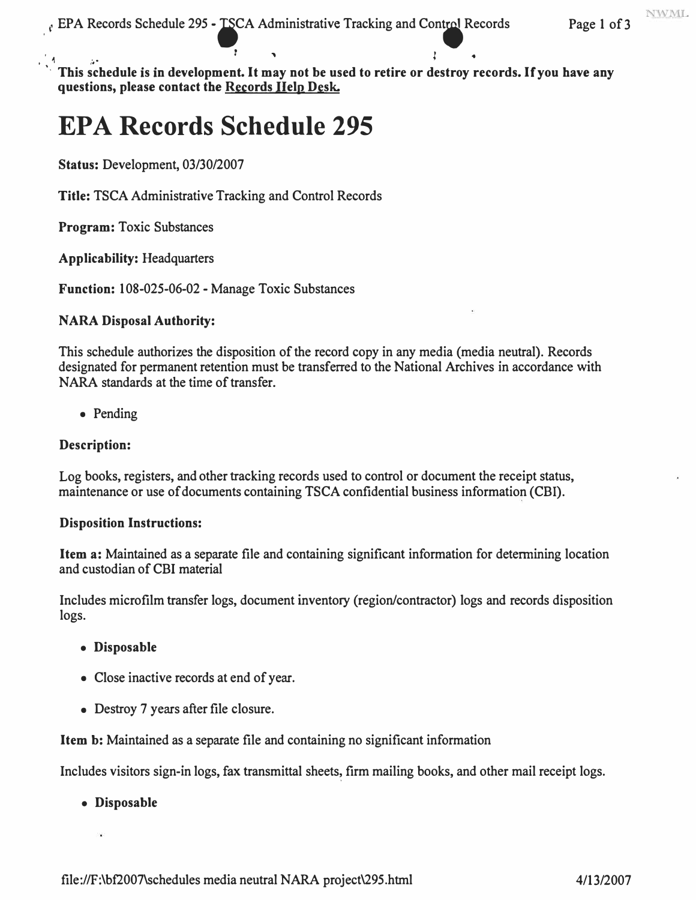**This schedule is in development. It may not be used to retire or destroy records. If you have any questions, please contact the Records Help Desk.**

# EPA Records Schedule 295

**Status:** Development, 03/30/2007

**Title:** TSCA Administrative Tracking and Control Records

**Program:** Toxic Substances

**Applicability:** Headquarters

**Function:** 108-025-06-02 - Manage Toxic Substances

**NARA Disposal Authority:**

This schedule authorizes the disposition of the record copy in any media (media neutral). Records designated for permanent retention must be transferred to the National Archives in accordance with NARA standards at the time of transfer.

- Pending

**Description:**

Log books, registers, and other tracking records used to control or document the receipt status, maintenance or use of documents containing TSCA confidential business information (CBI).

**Disposition Instructions:**

**Item a:** Maintained as a separate file and containing significant information for determining location and custodian of CBI material

Includes microfilm transfer logs, document inventory (region/contractor) logs and records disposition logs.

- **Disposable**
- Close inactive records at end of year.
- Destroy 7 years after file closure.

**Item b:** Maintained as a separate file and containing no significant information

Includes visitors sign-in logs, fax transmittal sheets, firm mailing books, and other mail receipt logs.

- **Disposable**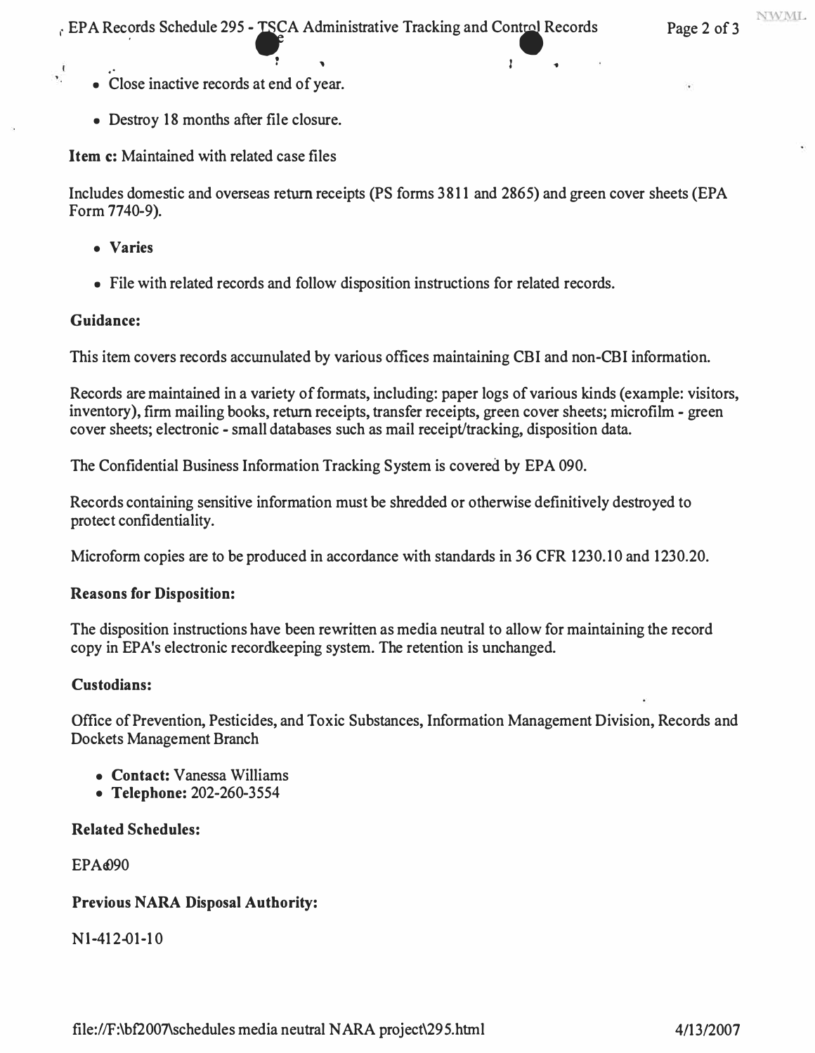- Close inactive records at end of year.
- Destroy 18 months after file closure.

**Item c:** Maintained with related case files

Includes domestic and overseas return receipts (PS forms 3811 and 2865) and green cover sheets (EPA Form 7740-9).

- **Varies**
- File with related records and follow disposition instructions for related records.

**Guidance:**

This item covers records accumulated by various offices maintaining CBI and non-CBI information.

Records are maintained in a variety of formats, including: paper logs of various kinds (example: visitors, inventory), firm mailing books, return receipts, transfer receipts, green cover sheets; microfilm - green cover sheets; electronic - small databases such as mail receipt/tracking, disposition data.

The Confidential Business Information Tracking System is covered by EPA 090.

Records containing sensitive information must be shredded or otherwise definitively destroyed to protect confidentiality.

Microform copies are to be produced in accordance with standards in 36 CFR 1230.10 and 1230.20.

**Reasons for Disposition:**

The disposition instructions have been rewritten as media neutral to allow for maintaining the record copy in EPA's electronic recordkeeping system. The retention is unchanged.

**Custodians:**

Office of Prevention, Pesticides, and Toxic Substances, Information Management Division, Records and Dockets Management Branch

- **Contact:** Vanessa Williams
- **Telephone:** 202-260-3554

**Related Schedules:**

EPA 090

**Previous NARA Disposal Authority:**

N1-412-01-10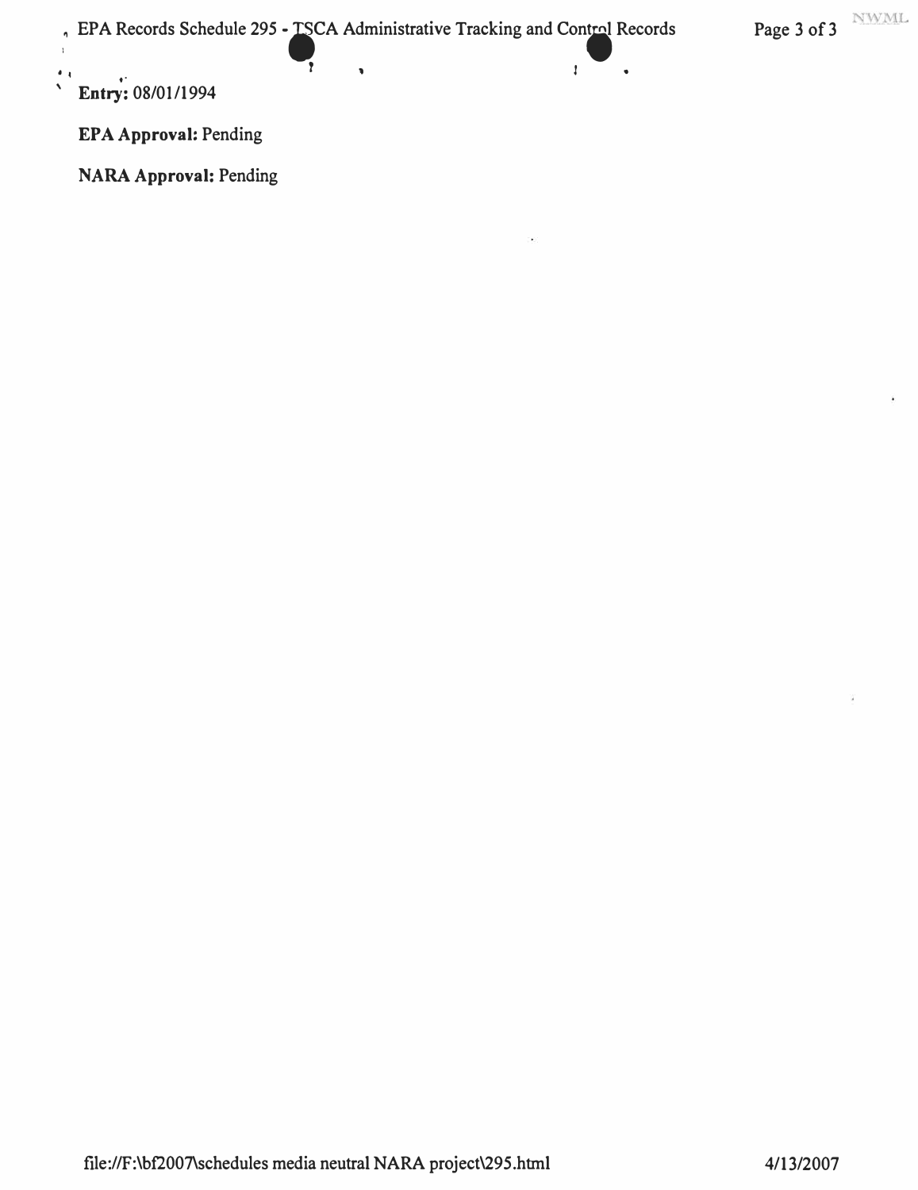**Entry:** 08/01/1994

**EPA Approval:** Pending

**NARA Approval:** Pending